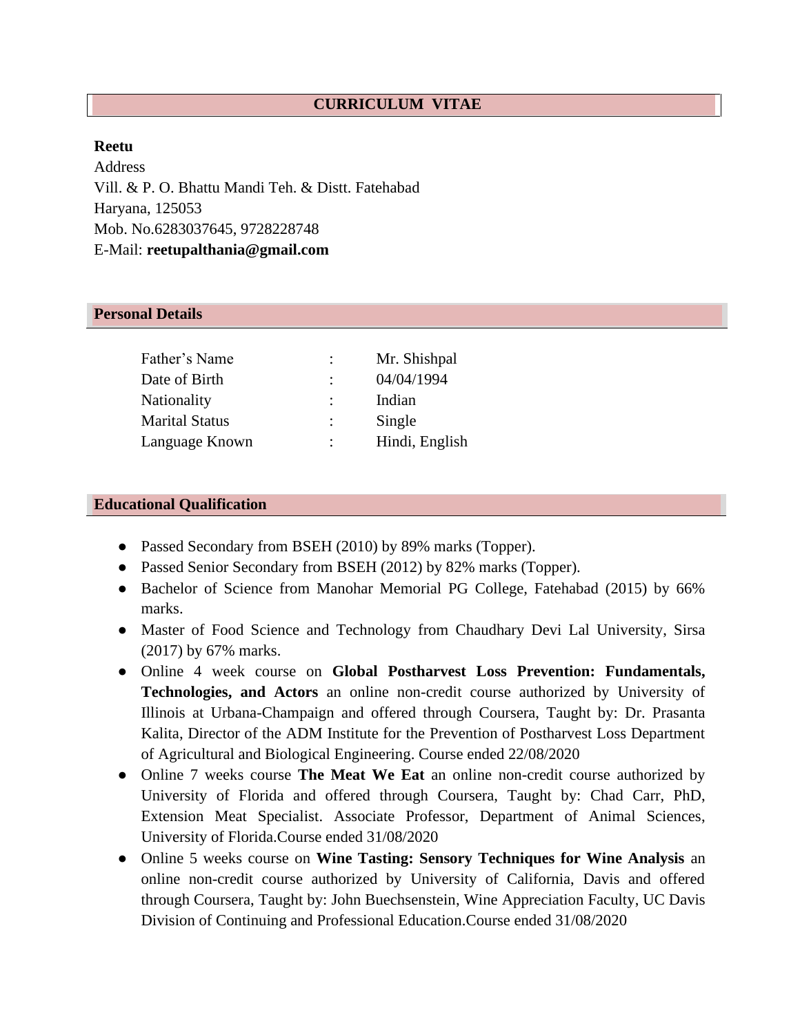# CURRICULUM VITAE

**Reetu**
Address
Vill. & P. O. Bhattu Mandi Teh. & Distt. Fatehabad
Haryana, 125053
Mob. No.6283037645, 9728228748
E-Mail: **reetupalthania@gmail.com**

## Personal Details

| | | |
|---|---|---|
| Father's Name | : | Mr. Shishpal |
| Date of Birth | : | 04/04/1994 |
| Nationality | : | Indian |
| Marital Status | : | Single |
| Language Known | : | Hindi, English |

## Educational Qualification

- Passed Secondary from BSEH (2010) by 89% marks (Topper).
- Passed Senior Secondary from BSEH (2012) by 82% marks (Topper).
- Bachelor of Science from Manohar Memorial PG College, Fatehabad (2015) by 66% marks.
- Master of Food Science and Technology from Chaudhary Devi Lal University, Sirsa (2017) by 67% marks.
- Online 4 week course on **Global Postharvest Loss Prevention: Fundamentals, Technologies, and Actors** an online non-credit course authorized by University of Illinois at Urbana-Champaign and offered through Coursera, Taught by: Dr. Prasanta Kalita, Director of the ADM Institute for the Prevention of Postharvest Loss Department of Agricultural and Biological Engineering. Course ended 22/08/2020
- Online 7 weeks course **The Meat We Eat** an online non-credit course authorized by University of Florida and offered through Coursera, Taught by: Chad Carr, PhD, Extension Meat Specialist. Associate Professor, Department of Animal Sciences, University of Florida.Course ended 31/08/2020
- Online 5 weeks course on **Wine Tasting: Sensory Techniques for Wine Analysis** an online non-credit course authorized by University of California, Davis and offered through Coursera, Taught by: John Buechsenstein, Wine Appreciation Faculty, UC Davis Division of Continuing and Professional Education.Course ended 31/08/2020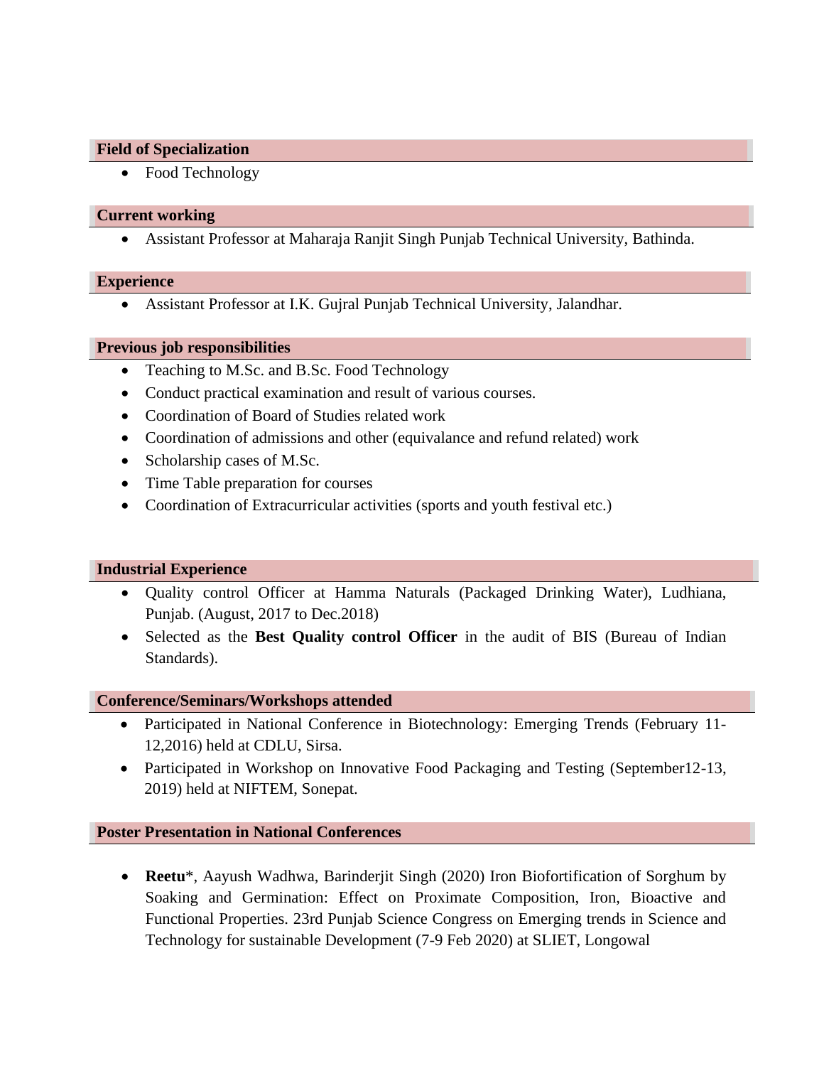## Field of Specialization

- Food Technology

## Current working

- Assistant Professor at Maharaja Ranjit Singh Punjab Technical University, Bathinda.

## Experience

- Assistant Professor at I.K. Gujral Punjab Technical University, Jalandhar.

## Previous job responsibilities

- Teaching to M.Sc. and B.Sc. Food Technology
- Conduct practical examination and result of various courses.
- Coordination of Board of Studies related work
- Coordination of admissions and other (equivalance and refund related) work
- Scholarship cases of M.Sc.
- Time Table preparation for courses
- Coordination of Extracurricular activities (sports and youth festival etc.)

## Industrial Experience

- Quality control Officer at Hamma Naturals (Packaged Drinking Water), Ludhiana, Punjab. (August, 2017 to Dec.2018)
- Selected as the **Best Quality control Officer** in the audit of BIS (Bureau of Indian Standards).

## Conference/Seminars/Workshops attended

- Participated in National Conference in Biotechnology: Emerging Trends (February 11-12,2016) held at CDLU, Sirsa.
- Participated in Workshop on Innovative Food Packaging and Testing (September12-13, 2019) held at NIFTEM, Sonepat.

## Poster Presentation in National Conferences

- **Reetu***, Aayush Wadhwa, Barinderjit Singh (2020) Iron Biofortification of Sorghum by Soaking and Germination: Effect on Proximate Composition, Iron, Bioactive and Functional Properties. 23rd Punjab Science Congress on Emerging trends in Science and Technology for sustainable Development (7-9 Feb 2020) at SLIET, Longowal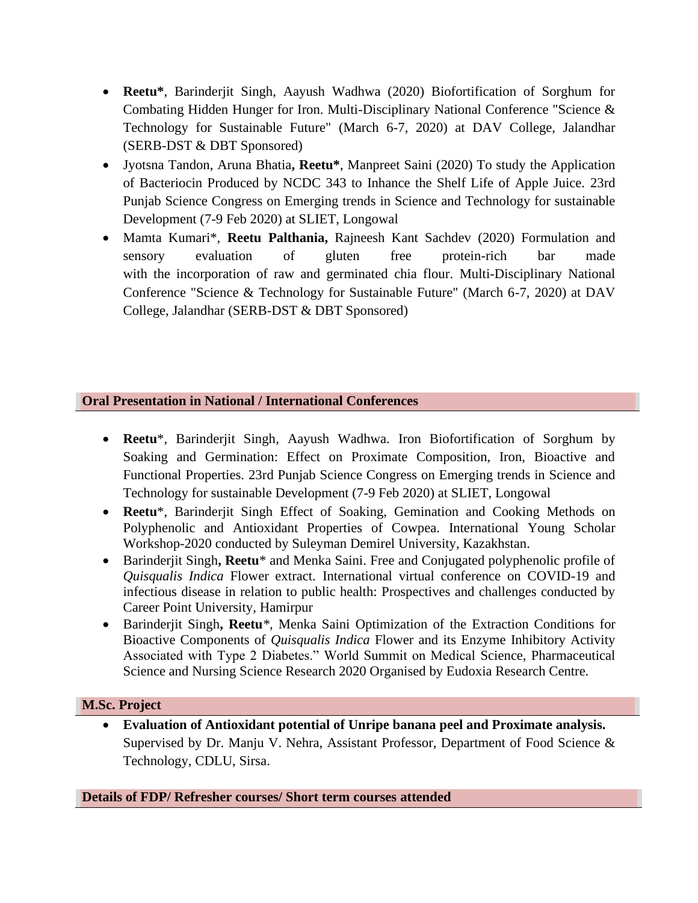- **Reetu***, Barinderjit Singh, Aayush Wadhwa (2020) Biofortification of Sorghum for Combating Hidden Hunger for Iron. Multi-Disciplinary National Conference "Science & Technology for Sustainable Future" (March 6-7, 2020) at DAV College, Jalandhar (SERB-DST & DBT Sponsored)
- Jyotsna Tandon, Aruna Bhatia**, Reetu***, Manpreet Saini (2020) To study the Application of Bacteriocin Produced by NCDC 343 to Inhance the Shelf Life of Apple Juice. 23rd Punjab Science Congress on Emerging trends in Science and Technology for sustainable Development (7-9 Feb 2020) at SLIET, Longowal
- Mamta Kumari*, **Reetu Palthania,** Rajneesh Kant Sachdev (2020) Formulation and sensory evaluation of gluten free protein-rich bar made with the incorporation of raw and germinated chia flour. Multi-Disciplinary National Conference "Science & Technology for Sustainable Future" (March 6-7, 2020) at DAV College, Jalandhar (SERB-DST & DBT Sponsored)

## Oral Presentation in National / International Conferences

- **Reetu***, Barinderjit Singh, Aayush Wadhwa. Iron Biofortification of Sorghum by Soaking and Germination: Effect on Proximate Composition, Iron, Bioactive and Functional Properties. 23rd Punjab Science Congress on Emerging trends in Science and Technology for sustainable Development (7-9 Feb 2020) at SLIET, Longowal
- **Reetu***, Barinderjit Singh Effect of Soaking, Gemination and Cooking Methods on Polyphenolic and Antioxidant Properties of Cowpea. International Young Scholar Workshop-2020 conducted by Suleyman Demirel University, Kazakhstan.
- Barinderjit Singh**, Reetu*** and Menka Saini. Free and Conjugated polyphenolic profile of *Quisqualis Indica* Flower extract. International virtual conference on COVID-19 and infectious disease in relation to public health: Prospectives and challenges conducted by Career Point University, Hamirpur
- Barinderjit Singh**, Reetu***, Menka Saini Optimization of the Extraction Conditions for Bioactive Components of *Quisqualis Indica* Flower and its Enzyme Inhibitory Activity Associated with Type 2 Diabetes." World Summit on Medical Science, Pharmaceutical Science and Nursing Science Research 2020 Organised by Eudoxia Research Centre.

## M.Sc. Project

- **Evaluation of Antioxidant potential of Unripe banana peel and Proximate analysis.** Supervised by Dr. Manju V. Nehra, Assistant Professor, Department of Food Science & Technology, CDLU, Sirsa.

## Details of FDP/ Refresher courses/ Short term courses attended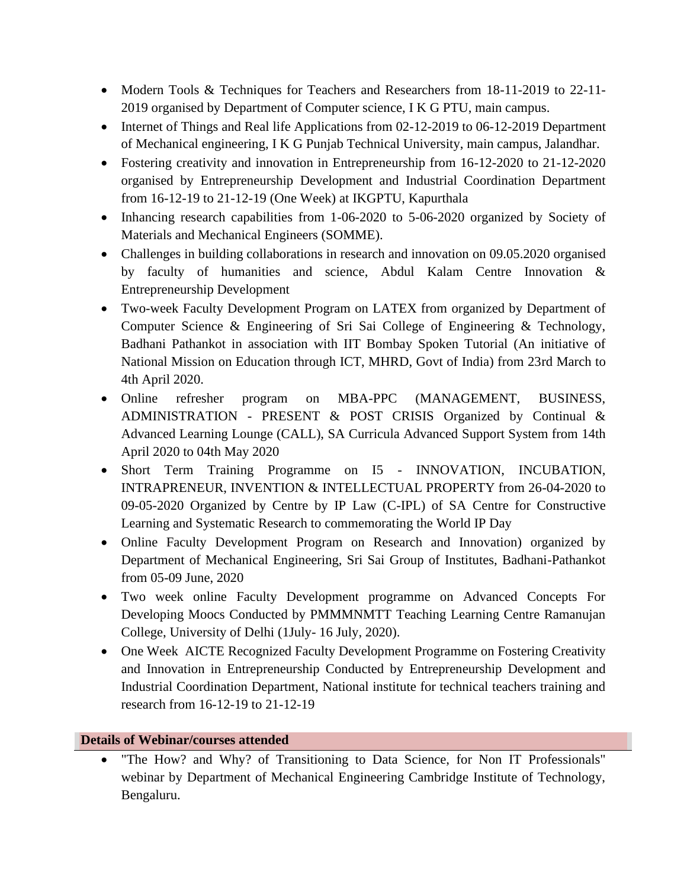- Modern Tools & Techniques for Teachers and Researchers from 18-11-2019 to 22-11-2019 organised by Department of Computer science, I K G PTU, main campus.
- Internet of Things and Real life Applications from 02-12-2019 to 06-12-2019 Department of Mechanical engineering, I K G Punjab Technical University, main campus, Jalandhar.
- Fostering creativity and innovation in Entrepreneurship from 16-12-2020 to 21-12-2020 organised by Entrepreneurship Development and Industrial Coordination Department from 16-12-19 to 21-12-19 (One Week) at IKGPTU, Kapurthala
- Inhancing research capabilities from 1-06-2020 to 5-06-2020 organized by Society of Materials and Mechanical Engineers (SOMME).
- Challenges in building collaborations in research and innovation on 09.05.2020 organised by faculty of humanities and science, Abdul Kalam Centre Innovation & Entrepreneurship Development
- Two-week Faculty Development Program on LATEX from organized by Department of Computer Science & Engineering of Sri Sai College of Engineering & Technology, Badhani Pathankot in association with IIT Bombay Spoken Tutorial (An initiative of National Mission on Education through ICT, MHRD, Govt of India) from 23rd March to 4th April 2020.
- Online refresher program on MBA-PPC (MANAGEMENT, BUSINESS, ADMINISTRATION - PRESENT & POST CRISIS Organized by Continual & Advanced Learning Lounge (CALL), SA Curricula Advanced Support System from 14th April 2020 to 04th May 2020
- Short Term Training Programme on I5 - INNOVATION, INCUBATION, INTRAPRENEUR, INVENTION & INTELLECTUAL PROPERTY from 26-04-2020 to 09-05-2020 Organized by Centre by IP Law (C-IPL) of SA Centre for Constructive Learning and Systematic Research to commemorating the World IP Day
- Online Faculty Development Program on Research and Innovation) organized by Department of Mechanical Engineering, Sri Sai Group of Institutes, Badhani-Pathankot from 05-09 June, 2020
- Two week online Faculty Development programme on Advanced Concepts For Developing Moocs Conducted by PMMMNMTT Teaching Learning Centre Ramanujan College, University of Delhi (1July- 16 July, 2020).
- One Week AICTE Recognized Faculty Development Programme on Fostering Creativity and Innovation in Entrepreneurship Conducted by Entrepreneurship Development and Industrial Coordination Department, National institute for technical teachers training and research from 16-12-19 to 21-12-19

## Details of Webinar/courses attended

- "The How? and Why? of Transitioning to Data Science, for Non IT Professionals" webinar by Department of Mechanical Engineering Cambridge Institute of Technology, Bengaluru.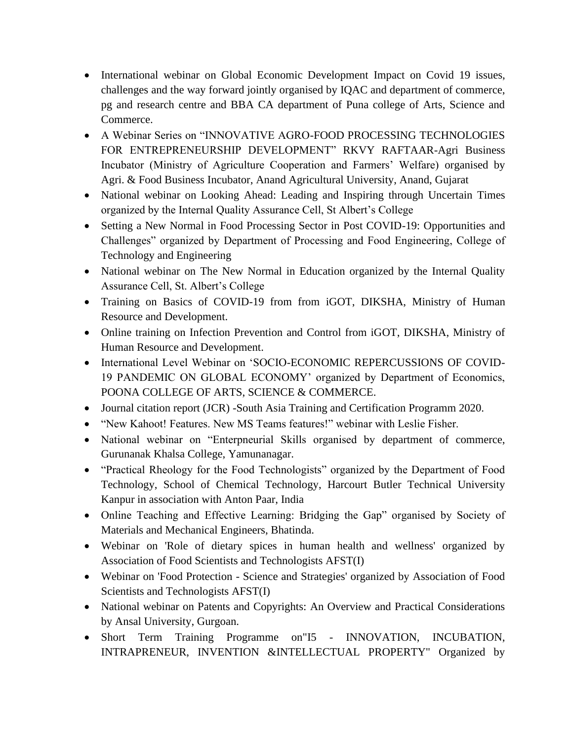- International webinar on Global Economic Development Impact on Covid 19 issues, challenges and the way forward jointly organised by IQAC and department of commerce, pg and research centre and BBA CA department of Puna college of Arts, Science and Commerce.
- A Webinar Series on "INNOVATIVE AGRO-FOOD PROCESSING TECHNOLOGIES FOR ENTREPRENEURSHIP DEVELOPMENT" RKVY RAFTAAR-Agri Business Incubator (Ministry of Agriculture Cooperation and Farmers' Welfare) organised by Agri. & Food Business Incubator, Anand Agricultural University, Anand, Gujarat
- National webinar on Looking Ahead: Leading and Inspiring through Uncertain Times organized by the Internal Quality Assurance Cell, St Albert's College
- Setting a New Normal in Food Processing Sector in Post COVID-19: Opportunities and Challenges" organized by Department of Processing and Food Engineering, College of Technology and Engineering
- National webinar on The New Normal in Education organized by the Internal Quality Assurance Cell, St. Albert's College
- Training on Basics of COVID-19 from from iGOT, DIKSHA, Ministry of Human Resource and Development.
- Online training on Infection Prevention and Control from iGOT, DIKSHA, Ministry of Human Resource and Development.
- International Level Webinar on 'SOCIO-ECONOMIC REPERCUSSIONS OF COVID-19 PANDEMIC ON GLOBAL ECONOMY' organized by Department of Economics, POONA COLLEGE OF ARTS, SCIENCE & COMMERCE.
- Journal citation report (JCR) -South Asia Training and Certification Programm 2020.
- "New Kahoot! Features. New MS Teams features!" webinar with Leslie Fisher.
- National webinar on "Enterpneurial Skills organised by department of commerce, Gurunanak Khalsa College, Yamunanagar.
- "Practical Rheology for the Food Technologists" organized by the Department of Food Technology, School of Chemical Technology, Harcourt Butler Technical University Kanpur in association with Anton Paar, India
- Online Teaching and Effective Learning: Bridging the Gap" organised by Society of Materials and Mechanical Engineers, Bhatinda.
- Webinar on 'Role of dietary spices in human health and wellness' organized by Association of Food Scientists and Technologists AFST(I)
- Webinar on 'Food Protection - Science and Strategies' organized by Association of Food Scientists and Technologists AFST(I)
- National webinar on Patents and Copyrights: An Overview and Practical Considerations by Ansal University, Gurgoan.
- Short Term Training Programme on"I5 - INNOVATION, INCUBATION, INTRAPRENEUR, INVENTION &INTELLECTUAL PROPERTY" Organized by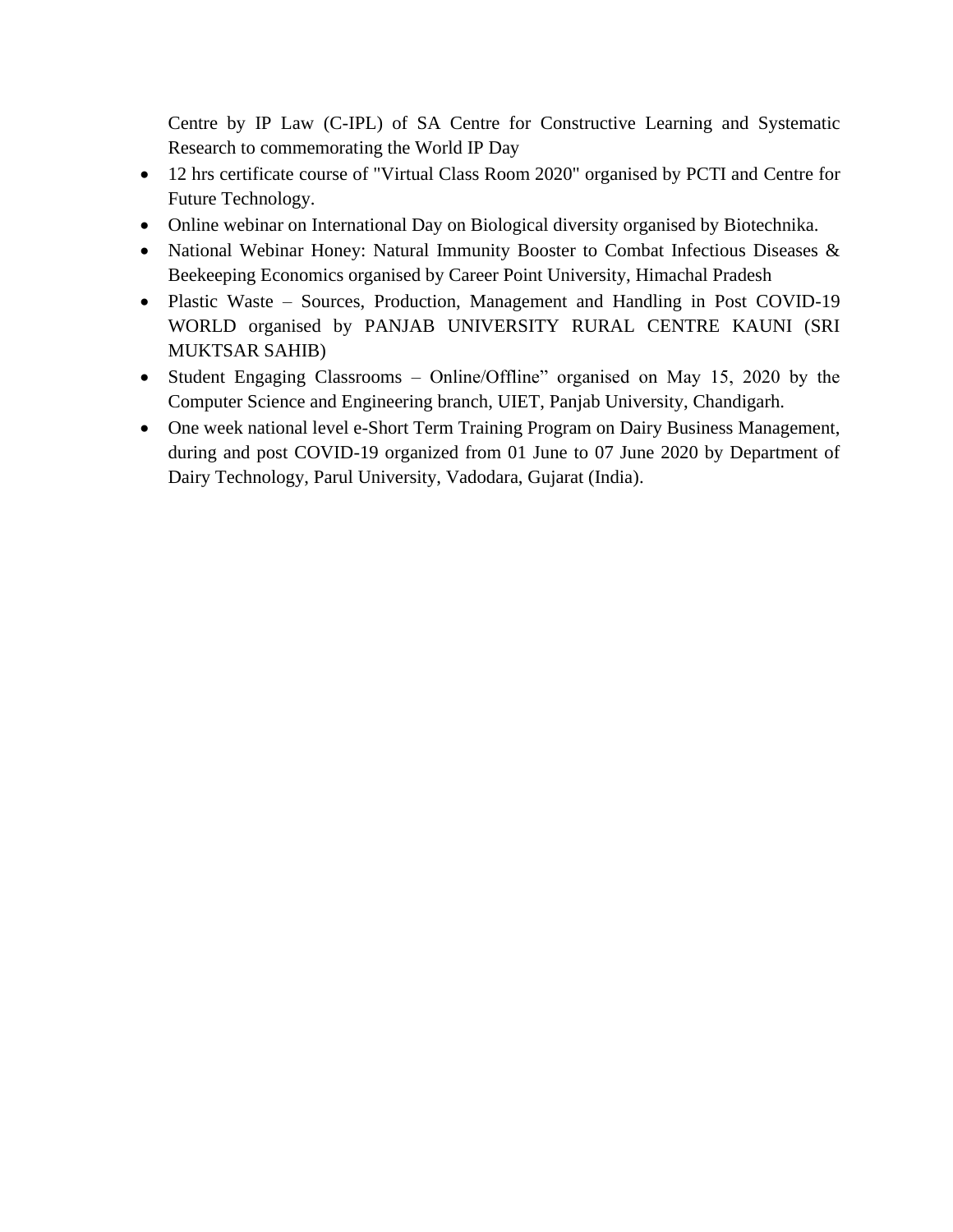Centre by IP Law (C-IPL) of SA Centre for Constructive Learning and Systematic Research to commemorating the World IP Day

- 12 hrs certificate course of "Virtual Class Room 2020" organised by PCTI and Centre for Future Technology.
- Online webinar on International Day on Biological diversity organised by Biotechnika.
- National Webinar Honey: Natural Immunity Booster to Combat Infectious Diseases & Beekeeping Economics organised by Career Point University, Himachal Pradesh
- Plastic Waste – Sources, Production, Management and Handling in Post COVID-19 WORLD organised by PANJAB UNIVERSITY RURAL CENTRE KAUNI (SRI MUKTSAR SAHIB)
- Student Engaging Classrooms – Online/Offline" organised on May 15, 2020 by the Computer Science and Engineering branch, UIET, Panjab University, Chandigarh.
- One week national level e-Short Term Training Program on Dairy Business Management, during and post COVID-19 organized from 01 June to 07 June 2020 by Department of Dairy Technology, Parul University, Vadodara, Gujarat (India).